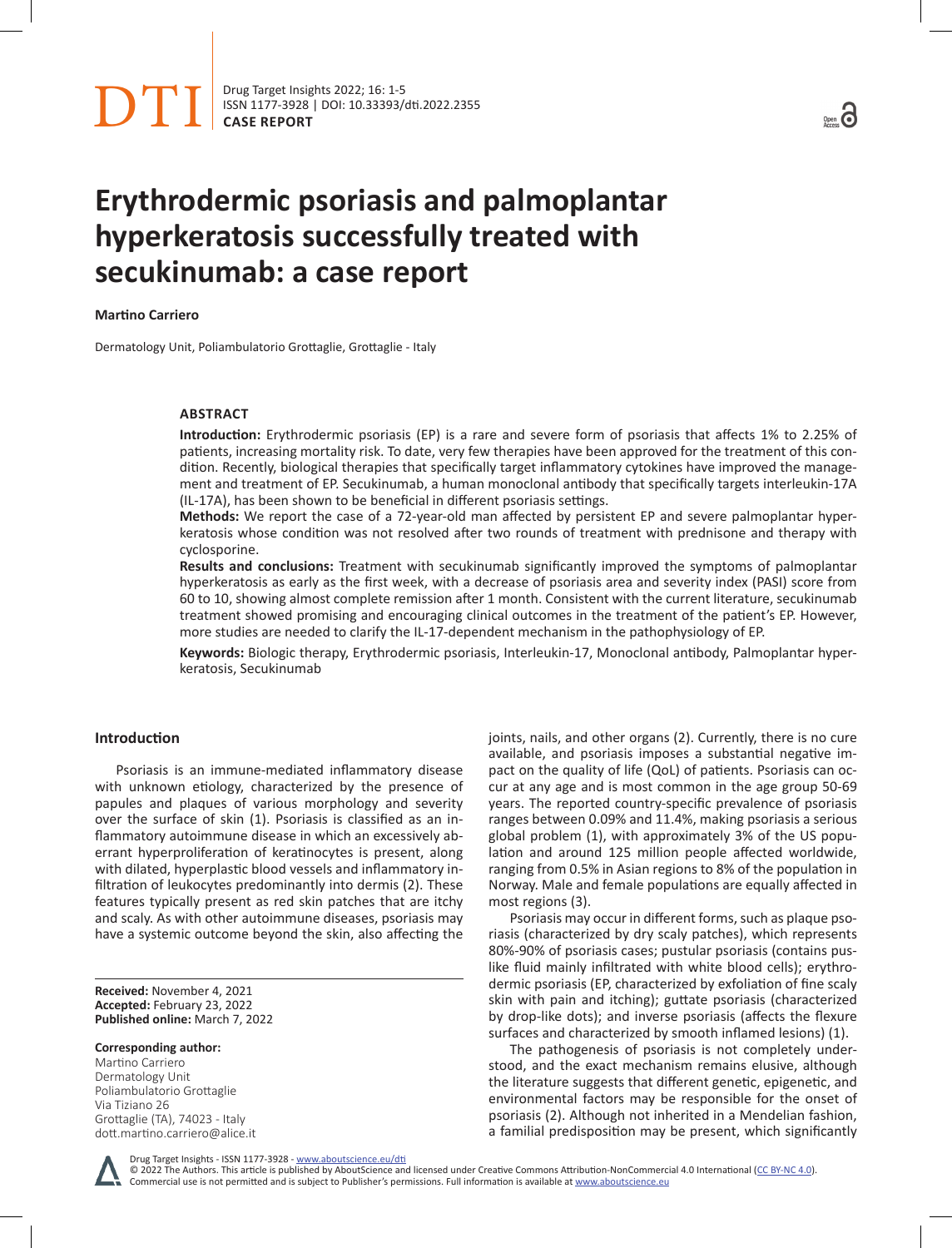# Erythrodermic psoriasis and palmoplantar hyperkeratosis successfully treated with secukinumab: a case report

**Martino Carriero**

Dermatology Unit, Poliambulatorio Grottaglie, Grottaglie - Italy

## ABSTRACT

**Introduction:** Erythrodermic psoriasis (EP) is a rare and severe form of psoriasis that affects 1% to 2.25% of patients, increasing mortality risk. To date, very few therapies have been approved for the treatment of this condition. Recently, biological therapies that specifically target inflammatory cytokines have improved the management and treatment of EP. Secukinumab, a human monoclonal antibody that specifically targets interleukin-17A (IL-17A), has been shown to be beneficial in different psoriasis settings.

**Methods:** We report the case of a 72-year-old man affected by persistent EP and severe palmoplantar hyperkeratosis whose condition was not resolved after two rounds of treatment with prednisone and therapy with cyclosporine.

**Results and conclusions:** Treatment with secukinumab significantly improved the symptoms of palmoplantar hyperkeratosis as early as the first week, with a decrease of psoriasis area and severity index (PASI) score from 60 to 10, showing almost complete remission after 1 month. Consistent with the current literature, secukinumab treatment showed promising and encouraging clinical outcomes in the treatment of the patient's EP. However, more studies are needed to clarify the IL-17-dependent mechanism in the pathophysiology of EP.

**Keywords:** Biologic therapy, Erythrodermic psoriasis, Interleukin-17, Monoclonal antibody, Palmoplantar hyperkeratosis, Secukinumab

## Introduction

Psoriasis is an immune-mediated inflammatory disease with unknown etiology, characterized by the presence of papules and plaques of various morphology and severity over the surface of skin (1). Psoriasis is classified as an inflammatory autoimmune disease in which an excessively aberrant hyperproliferation of keratinocytes is present, along with dilated, hyperplastic blood vessels and inflammatory infiltration of leukocytes predominantly into dermis (2). These features typically present as red skin patches that are itchy and scaly. As with other autoimmune diseases, psoriasis may have a systemic outcome beyond the skin, also affecting the joints, nails, and other organs (2). Currently, there is no cure available, and psoriasis imposes a substantial negative impact on the quality of life (QoL) of patients. Psoriasis can occur at any age and is most common in the age group 50-69 years. The reported country-specific prevalence of psoriasis ranges between 0.09% and 11.4%, making psoriasis a serious global problem (1), with approximately 3% of the US population and around 125 million people affected worldwide, ranging from 0.5% in Asian regions to 8% of the population in Norway. Male and female populations are equally affected in most regions (3).

Psoriasis may occur in different forms, such as plaque psoriasis (characterized by dry scaly patches), which represents 80%-90% of psoriasis cases; pustular psoriasis (contains pus-like fluid mainly infiltrated with white blood cells); erythrodermic psoriasis (EP, characterized by exfoliation of fine scaly skin with pain and itching); guttate psoriasis (characterized by drop-like dots); and inverse psoriasis (affects the flexure surfaces and characterized by smooth inflamed lesions) (1).

The pathogenesis of psoriasis is not completely understood, and the exact mechanism remains elusive, although the literature suggests that different genetic, epigenetic, and environmental factors may be responsible for the onset of psoriasis (2). Although not inherited in a Mendelian fashion, a familial predisposition may be present, which significantly

**Received:** November 4, 2021
**Accepted:** February 23, 2022
**Published online:** March 7, 2022

**Corresponding author:**
Martino Carriero
Dermatology Unit
Poliambulatorio Grottaglie
Via Tiziano 26
Grottaglie (TA), 74023 - Italy
dott.martino.carriero@alice.it

© 2022 The Authors. This article is published by AboutScience and licensed under Creative Commons Attribution-NonCommercial 4.0 International (CC BY-NC 4.0). Commercial use is not permitted and is subject to Publisher's permissions. Full information is available at www.aboutscience.eu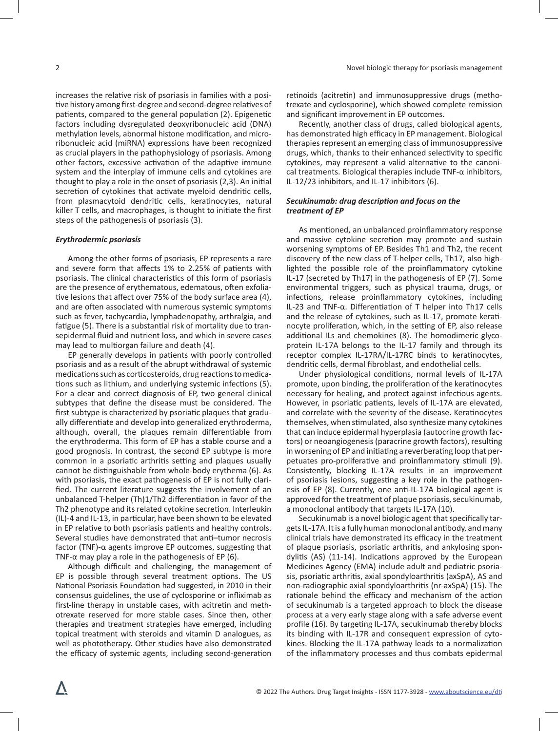increases the relative risk of psoriasis in families with a positive history among first-degree and second-degree relatives of patients, compared to the general population (2). Epigenetic factors including dysregulated deoxyribonucleic acid (DNA) methylation levels, abnormal histone modification, and microribonucleic acid (miRNA) expressions have been recognized as crucial players in the pathophysiology of psoriasis. Among other factors, excessive activation of the adaptive immune system and the interplay of immune cells and cytokines are thought to play a role in the onset of psoriasis (2,3). An initial secretion of cytokines that activate myeloid dendritic cells, from plasmacytoid dendritic cells, keratinocytes, natural killer T cells, and macrophages, is thought to initiate the first steps of the pathogenesis of psoriasis (3).

### *Erythrodermic psoriasis*

Among the other forms of psoriasis, EP represents a rare and severe form that affects 1% to 2.25% of patients with psoriasis. The clinical characteristics of this form of psoriasis are the presence of erythematous, edematous, often exfoliative lesions that affect over 75% of the body surface area (4), and are often associated with numerous systemic symptoms such as fever, tachycardia, lymphadenopathy, arthralgia, and fatigue (5). There is a substantial risk of mortality due to transepidermal fluid and nutrient loss, and which in severe cases may lead to multiorgan failure and death (4).

EP generally develops in patients with poorly controlled psoriasis and as a result of the abrupt withdrawal of systemic medications such as corticosteroids, drug reactions to medications such as lithium, and underlying systemic infections (5). For a clear and correct diagnosis of EP, two general clinical subtypes that define the disease must be considered. The first subtype is characterized by psoriatic plaques that gradually differentiate and develop into generalized erythroderma, although, overall, the plaques remain differentiable from the erythroderma. This form of EP has a stable course and a good prognosis. In contrast, the second EP subtype is more common in a psoriatic arthritis setting and plaques usually cannot be distinguishable from whole-body erythema (6). As with psoriasis, the exact pathogenesis of EP is not fully clarified. The current literature suggests the involvement of an unbalanced T-helper (Th)1/Th2 differentiation in favor of the Th2 phenotype and its related cytokine secretion. Interleukin (IL)-4 and IL-13, in particular, have been shown to be elevated in EP relative to both psoriasis patients and healthy controls. Several studies have demonstrated that anti–tumor necrosis factor (TNF)-α agents improve EP outcomes, suggesting that TNF-α may play a role in the pathogenesis of EP (6).

Although difficult and challenging, the management of EP is possible through several treatment options. The US National Psoriasis Foundation had suggested, in 2010 in their consensus guidelines, the use of cyclosporine or infliximab as first-line therapy in unstable cases, with acitretin and methotrexate reserved for more stable cases. Since then, other therapies and treatment strategies have emerged, including topical treatment with steroids and vitamin D analogues, as well as phototherapy. Other studies have also demonstrated the efficacy of systemic agents, including second-generation retinoids (acitretin) and immunosuppressive drugs (methotrexate and cyclosporine), which showed complete remission and significant improvement in EP outcomes.

Recently, another class of drugs, called biological agents, has demonstrated high efficacy in EP management. Biological therapies represent an emerging class of immunosuppressive drugs, which, thanks to their enhanced selectivity to specific cytokines, may represent a valid alternative to the canonical treatments. Biological therapies include TNF-α inhibitors, IL-12/23 inhibitors, and IL-17 inhibitors (6).

### *Secukinumab: drug description and focus on the treatment of EP*

As mentioned, an unbalanced proinflammatory response and massive cytokine secretion may promote and sustain worsening symptoms of EP. Besides Th1 and Th2, the recent discovery of the new class of T-helper cells, Th17, also highlighted the possible role of the proinflammatory cytokine IL-17 (secreted by Th17) in the pathogenesis of EP (7). Some environmental triggers, such as physical trauma, drugs, or infections, release proinflammatory cytokines, including IL-23 and TNF-α. Differentiation of T helper into Th17 cells and the release of cytokines, such as IL-17, promote keratinocyte proliferation, which, in the setting of EP, also release additional ILs and chemokines (8). The homodimeric glycoprotein IL-17A belongs to the IL-17 family and through its receptor complex IL-17RA/IL-17RC binds to keratinocytes, dendritic cells, dermal fibroblast, and endothelial cells.

Under physiological conditions, normal levels of IL-17A promote, upon binding, the proliferation of the keratinocytes necessary for healing, and protect against infectious agents. However, in psoriatic patients, levels of IL-17A are elevated, and correlate with the severity of the disease. Keratinocytes themselves, when stimulated, also synthesize many cytokines that can induce epidermal hyperplasia (autocrine growth factors) or neoangiogenesis (paracrine growth factors), resulting in worsening of EP and initiating a reverberating loop that perpetuates pro-proliferative and proinflammatory stimuli (9). Consistently, blocking IL-17A results in an improvement of psoriasis lesions, suggesting a key role in the pathogenesis of EP (8). Currently, one anti-IL-17A biological agent is approved for the treatment of plaque psoriasis, secukinumab, a monoclonal antibody that targets IL-17A (10).

Secukinumab is a novel biologic agent that specifically targets IL-17A. It is a fully human monoclonal antibody, and many clinical trials have demonstrated its efficacy in the treatment of plaque psoriasis, psoriatic arthritis, and ankylosing spondylitis (AS) (11-14). Indications approved by the European Medicines Agency (EMA) include adult and pediatric psoriasis, psoriatic arthritis, axial spondyloarthritis (axSpA), AS and non-radiographic axial spondyloarthritis (nr-axSpA) (15). The rationale behind the efficacy and mechanism of the action of secukinumab is a targeted approach to block the disease process at a very early stage along with a safe adverse event profile (16). By targeting IL-17A, secukinumab thereby blocks its binding with IL-17R and consequent expression of cytokines. Blocking the IL-17A pathway leads to a normalization of the inflammatory processes and thus combats epidermal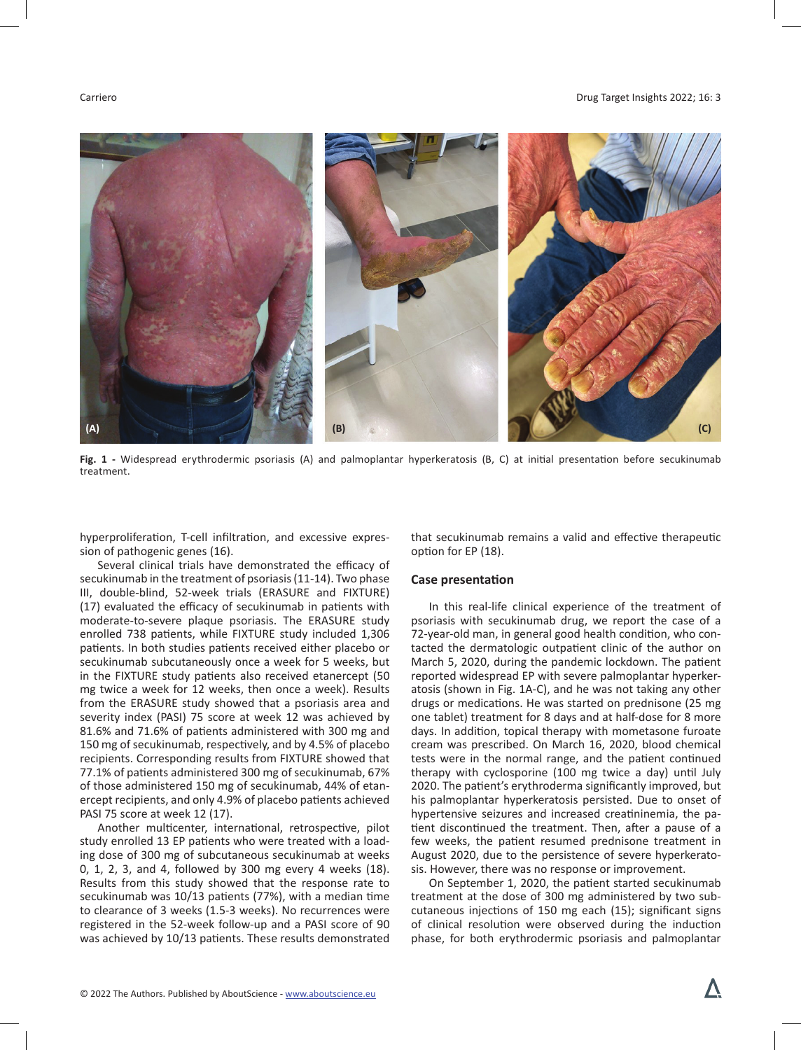Fig. 1 - Widespread erythrodermic psoriasis (A) and palmoplantar hyperkeratosis (B, C) at initial presentation before secukinumab treatment.

hyperproliferation, T-cell infiltration, and excessive expression of pathogenic genes (16).

Several clinical trials have demonstrated the efficacy of secukinumab in the treatment of psoriasis (11-14). Two phase III, double-blind, 52-week trials (ERASURE and FIXTURE) (17) evaluated the efficacy of secukinumab in patients with moderate-to-severe plaque psoriasis. The ERASURE study enrolled 738 patients, while FIXTURE study included 1,306 patients. In both studies patients received either placebo or secukinumab subcutaneously once a week for 5 weeks, but in the FIXTURE study patients also received etanercept (50 mg twice a week for 12 weeks, then once a week). Results from the ERASURE study showed that a psoriasis area and severity index (PASI) 75 score at week 12 was achieved by 81.6% and 71.6% of patients administered with 300 mg and 150 mg of secukinumab, respectively, and by 4.5% of placebo recipients. Corresponding results from FIXTURE showed that 77.1% of patients administered 300 mg of secukinumab, 67% of those administered 150 mg of secukinumab, 44% of etanercept recipients, and only 4.9% of placebo patients achieved PASI 75 score at week 12 (17).

Another multicenter, international, retrospective, pilot study enrolled 13 EP patients who were treated with a loading dose of 300 mg of subcutaneous secukinumab at weeks 0, 1, 2, 3, and 4, followed by 300 mg every 4 weeks (18). Results from this study showed that the response rate to secukinumab was 10/13 patients (77%), with a median time to clearance of 3 weeks (1.5-3 weeks). No recurrences were registered in the 52-week follow-up and a PASI score of 90 was achieved by 10/13 patients. These results demonstrated that secukinumab remains a valid and effective therapeutic option for EP (18).

## Case presentation

In this real-life clinical experience of the treatment of psoriasis with secukinumab drug, we report the case of a 72-year-old man, in general good health condition, who contacted the dermatologic outpatient clinic of the author on March 5, 2020, during the pandemic lockdown. The patient reported widespread EP with severe palmoplantar hyperkeratosis (shown in Fig. 1A-C), and he was not taking any other drugs or medications. He was started on prednisone (25 mg one tablet) treatment for 8 days and at half-dose for 8 more days. In addition, topical therapy with mometasone furoate cream was prescribed. On March 16, 2020, blood chemical tests were in the normal range, and the patient continued therapy with cyclosporine (100 mg twice a day) until July 2020. The patient's erythroderma significantly improved, but his palmoplantar hyperkeratosis persisted. Due to onset of hypertensive seizures and increased creatininemia, the patient discontinued the treatment. Then, after a pause of a few weeks, the patient resumed prednisone treatment in August 2020, due to the persistence of severe hyperkeratosis. However, there was no response or improvement.

On September 1, 2020, the patient started secukinumab treatment at the dose of 300 mg administered by two subcutaneous injections of 150 mg each (15); significant signs of clinical resolution were observed during the induction phase, for both erythrodermic psoriasis and palmoplantar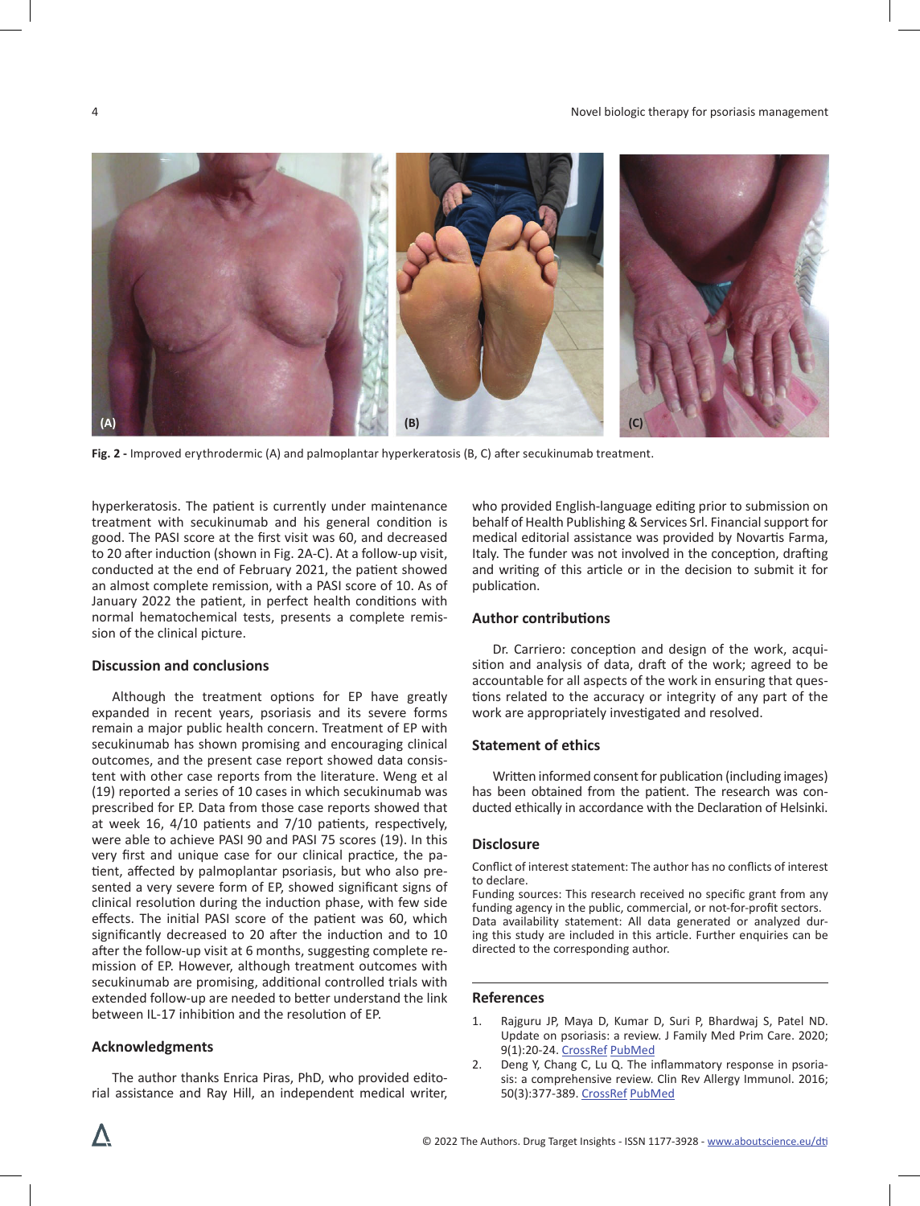Fig. 2 - Improved erythrodermic (A) and palmoplantar hyperkeratosis (B, C) after secukinumab treatment.

hyperkeratosis. The patient is currently under maintenance treatment with secukinumab and his general condition is good. The PASI score at the first visit was 60, and decreased to 20 after induction (shown in Fig. 2A-C). At a follow-up visit, conducted at the end of February 2021, the patient showed an almost complete remission, with a PASI score of 10. As of January 2022 the patient, in perfect health conditions with normal hematochemical tests, presents a complete remission of the clinical picture.

## Discussion and conclusions

Although the treatment options for EP have greatly expanded in recent years, psoriasis and its severe forms remain a major public health concern. Treatment of EP with secukinumab has shown promising and encouraging clinical outcomes, and the present case report showed data consistent with other case reports from the literature. Weng et al (19) reported a series of 10 cases in which secukinumab was prescribed for EP. Data from those case reports showed that at week 16, 4/10 patients and 7/10 patients, respectively, were able to achieve PASI 90 and PASI 75 scores (19). In this very first and unique case for our clinical practice, the patient, affected by palmoplantar psoriasis, but who also presented a very severe form of EP, showed significant signs of clinical resolution during the induction phase, with few side effects. The initial PASI score of the patient was 60, which significantly decreased to 20 after the induction and to 10 after the follow-up visit at 6 months, suggesting complete remission of EP. However, although treatment outcomes with secukinumab are promising, additional controlled trials with extended follow-up are needed to better understand the link between IL-17 inhibition and the resolution of EP.

## Acknowledgments

The author thanks Enrica Piras, PhD, who provided editorial assistance and Ray Hill, an independent medical writer, who provided English-language editing prior to submission on behalf of Health Publishing & Services Srl. Financial support for medical editorial assistance was provided by Novartis Farma, Italy. The funder was not involved in the conception, drafting and writing of this article or in the decision to submit it for publication.

## Author contributions

Dr. Carriero: conception and design of the work, acquisition and analysis of data, draft of the work; agreed to be accountable for all aspects of the work in ensuring that questions related to the accuracy or integrity of any part of the work are appropriately investigated and resolved.

## Statement of ethics

Written informed consent for publication (including images) has been obtained from the patient. The research was conducted ethically in accordance with the Declaration of Helsinki.

## Disclosure

Conflict of interest statement: The author has no conflicts of interest to declare.
Funding sources: This research received no specific grant from any funding agency in the public, commercial, or not-for-profit sectors.
Data availability statement: All data generated or analyzed during this study are included in this article. Further enquiries can be directed to the corresponding author.

## References

1. Rajguru JP, Maya D, Kumar D, Suri P, Bhardwaj S, Patel ND. Update on psoriasis: a review. J Family Med Prim Care. 2020; 9(1):20-24. CrossRef PubMed
2. Deng Y, Chang C, Lu Q. The inflammatory response in psoriasis: a comprehensive review. Clin Rev Allergy Immunol. 2016; 50(3):377-389. CrossRef PubMed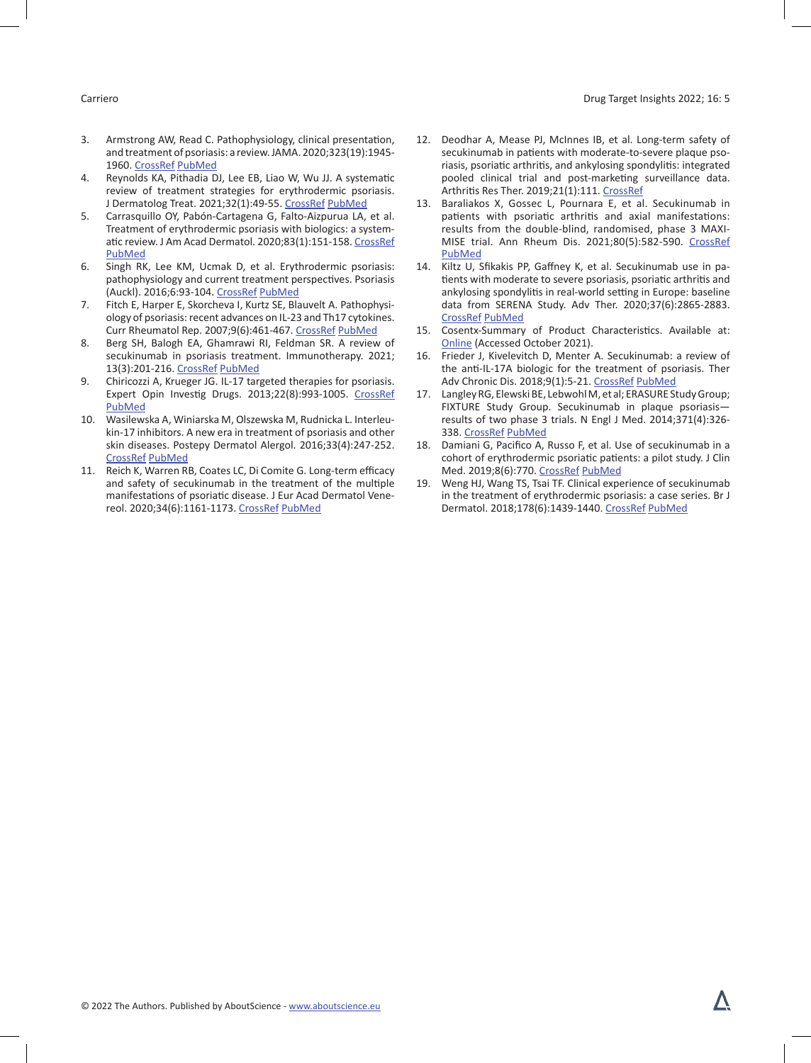3. Armstrong AW, Read C. Pathophysiology, clinical presentation, and treatment of psoriasis: a review. JAMA. 2020;323(19):1945-1960. CrossRef PubMed
4. Reynolds KA, Pithadia DJ, Lee EB, Liao W, Wu JJ. A systematic review of treatment strategies for erythrodermic psoriasis. J Dermatolog Treat. 2021;32(1):49-55. CrossRef PubMed
5. Carrasquillo OY, Pabón-Cartagena G, Falto-Aizpurua LA, et al. Treatment of erythrodermic psoriasis with biologics: a systematic review. J Am Acad Dermatol. 2020;83(1):151-158. CrossRef PubMed
6. Singh RK, Lee KM, Ucmak D, et al. Erythrodermic psoriasis: pathophysiology and current treatment perspectives. Psoriasis (Auckl). 2016;6:93-104. CrossRef PubMed
7. Fitch E, Harper E, Skorcheva I, Kurtz SE, Blauvelt A. Pathophysiology of psoriasis: recent advances on IL-23 and Th17 cytokines. Curr Rheumatol Rep. 2007;9(6):461-467. CrossRef PubMed
8. Berg SH, Balogh EA, Ghamrawi RI, Feldman SR. A review of secukinumab in psoriasis treatment. Immunotherapy. 2021; 13(3):201-216. CrossRef PubMed
9. Chiricozzi A, Krueger JG. IL-17 targeted therapies for psoriasis. Expert Opin Investig Drugs. 2013;22(8):993-1005. CrossRef PubMed
10. Wasilewska A, Winiarska M, Olszewska M, Rudnicka L. Interleukin-17 inhibitors. A new era in treatment of psoriasis and other skin diseases. Postepy Dermatol Alergol. 2016;33(4):247-252. CrossRef PubMed
11. Reich K, Warren RB, Coates LC, Di Comite G. Long-term efficacy and safety of secukinumab in the treatment of the multiple manifestations of psoriatic disease. J Eur Acad Dermatol Venereol. 2020;34(6):1161-1173. CrossRef PubMed
12. Deodhar A, Mease PJ, McInnes IB, et al. Long-term safety of secukinumab in patients with moderate-to-severe plaque psoriasis, psoriatic arthritis, and ankylosing spondylitis: integrated pooled clinical trial and post-marketing surveillance data. Arthritis Res Ther. 2019;21(1):111. CrossRef
13. Baraliakos X, Gossec L, Pournara E, et al. Secukinumab in patients with psoriatic arthritis and axial manifestations: results from the double-blind, randomised, phase 3 MAXIMISE trial. Ann Rheum Dis. 2021;80(5):582-590. CrossRef PubMed
14. Kiltz U, Sfikakis PP, Gaffney K, et al. Secukinumab use in patients with moderate to severe psoriasis, psoriatic arthritis and ankylosing spondylitis in real-world setting in Europe: baseline data from SERENA Study. Adv Ther. 2020;37(6):2865-2883. CrossRef PubMed
15. Cosentx-Summary of Product Characteristics. Available at: Online (Accessed October 2021).
16. Frieder J, Kivelevitch D, Menter A. Secukinumab: a review of the anti-IL-17A biologic for the treatment of psoriasis. Ther Adv Chronic Dis. 2018;9(1):5-21. CrossRef PubMed
17. Langley RG, Elewski BE, Lebwohl M, et al; ERASURE Study Group; FIXTURE Study Group. Secukinumab in plaque psoriasis—results of two phase 3 trials. N Engl J Med. 2014;371(4):326-338. CrossRef PubMed
18. Damiani G, Pacifico A, Russo F, et al. Use of secukinumab in a cohort of erythrodermic psoriatic patients: a pilot study. J Clin Med. 2019;8(6):770. CrossRef PubMed
19. Weng HJ, Wang TS, Tsai TF. Clinical experience of secukinumab in the treatment of erythrodermic psoriasis: a case series. Br J Dermatol. 2018;178(6):1439-1440. CrossRef PubMed

© 2022 The Authors. Published by AboutScience - www.aboutscience.eu